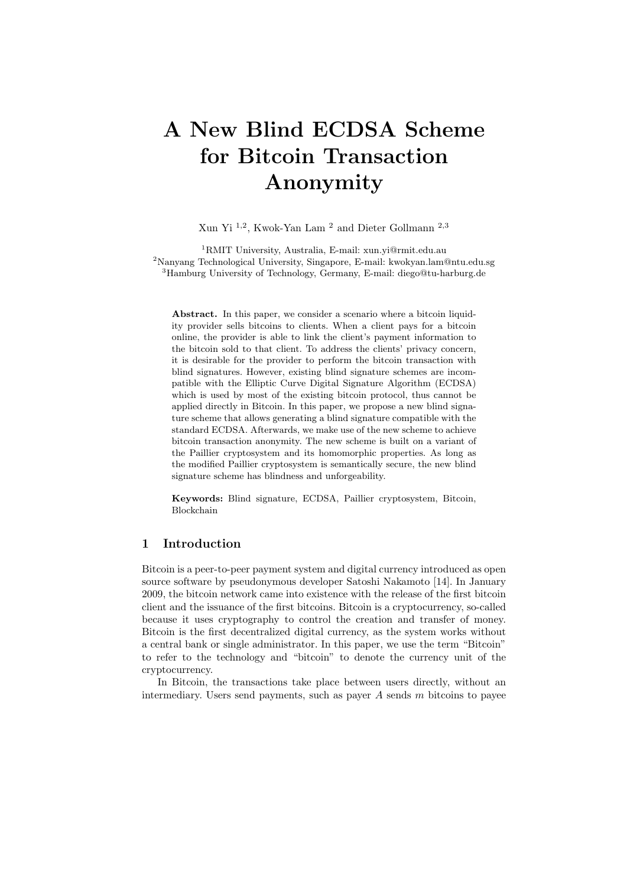# A New Blind ECDSA Scheme for Bitcoin Transaction Anonymity

Xun Yi [1,2], Kwok-Yan Lam [2] and Dieter Gollmann [2,3]

[1]RMIT University, Australia, E-mail: xun.yi@rmit.edu.au
[2]Nanyang Technological University, Singapore, E-mail: kwokyan.lam@ntu.edu.sg
[3]Hamburg University of Technology, Germany, E-mail: diego@tu-harburg.de

**Abstract.** In this paper, we consider a scenario where a bitcoin liquidity provider sells bitcoins to clients. When a client pays for a bitcoin online, the provider is able to link the client's payment information to the bitcoin sold to that client. To address the clients' privacy concern, it is desirable for the provider to perform the bitcoin transaction with blind signatures. However, existing blind signature schemes are incompatible with the Elliptic Curve Digital Signature Algorithm (ECDSA) which is used by most of the existing bitcoin protocol, thus cannot be applied directly in Bitcoin. In this paper, we propose a new blind signature scheme that allows generating a blind signature compatible with the standard ECDSA. Afterwards, we make use of the new scheme to achieve bitcoin transaction anonymity. The new scheme is built on a variant of the Paillier cryptosystem and its homomorphic properties. As long as the modified Paillier cryptosystem is semantically secure, the new blind signature scheme has blindness and unforgeability.

**Keywords:** Blind signature, ECDSA, Paillier cryptosystem, Bitcoin, Blockchain

## 1 Introduction

Bitcoin is a peer-to-peer payment system and digital currency introduced as open source software by pseudonymous developer Satoshi Nakamoto [14]. In January 2009, the bitcoin network came into existence with the release of the first bitcoin client and the issuance of the first bitcoins. Bitcoin is a cryptocurrency, so-called because it uses cryptography to control the creation and transfer of money. Bitcoin is the first decentralized digital currency, as the system works without a central bank or single administrator. In this paper, we use the term "Bitcoin" to refer to the technology and "bitcoin" to denote the currency unit of the cryptocurrency.

In Bitcoin, the transactions take place between users directly, without an intermediary. Users send payments, such as payer $A$ sends $m$ bitcoins to payee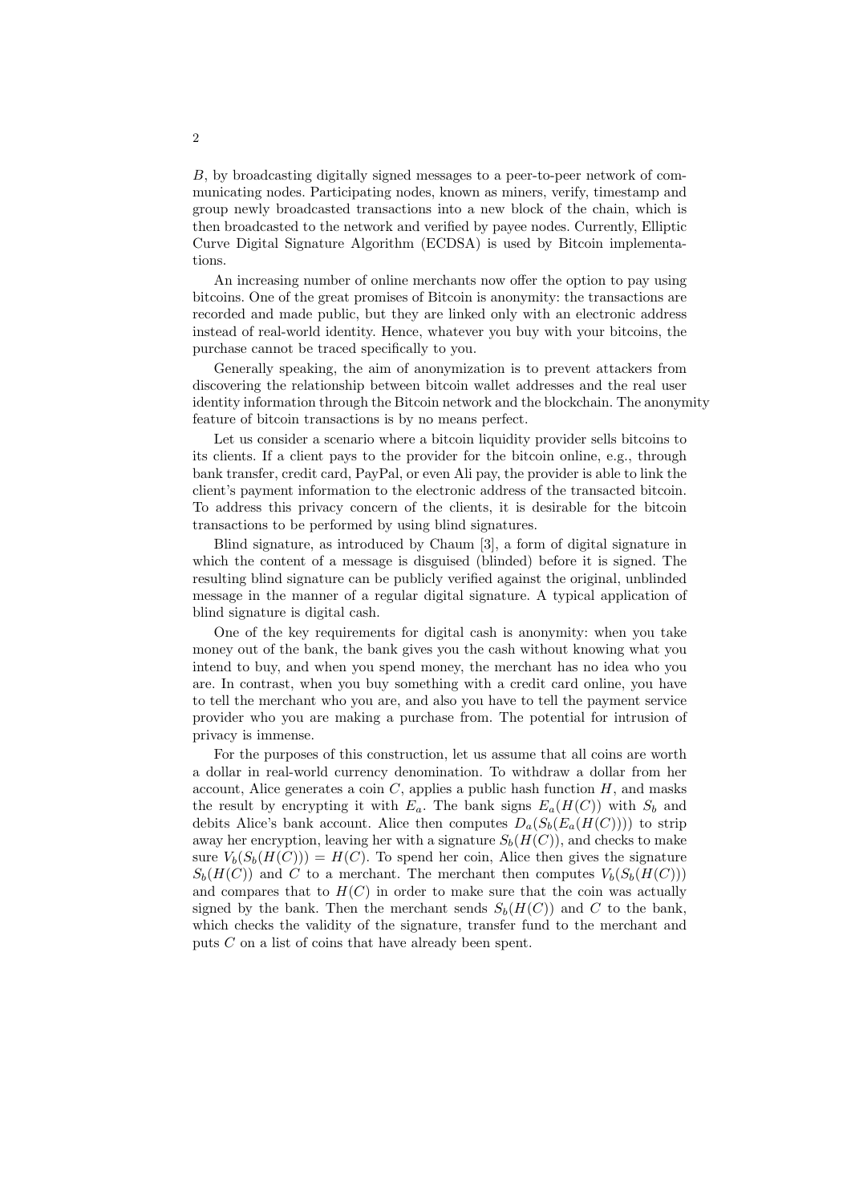$B$, by broadcasting digitally signed messages to a peer-to-peer network of communicating nodes. Participating nodes, known as miners, verify, timestamp and group newly broadcasted transactions into a new block of the chain, which is then broadcasted to the network and verified by payee nodes. Currently, Elliptic Curve Digital Signature Algorithm (ECDSA) is used by Bitcoin implementations.

An increasing number of online merchants now offer the option to pay using bitcoins. One of the great promises of Bitcoin is anonymity: the transactions are recorded and made public, but they are linked only with an electronic address instead of real-world identity. Hence, whatever you buy with your bitcoins, the purchase cannot be traced specifically to you.

Generally speaking, the aim of anonymization is to prevent attackers from discovering the relationship between bitcoin wallet addresses and the real user identity information through the Bitcoin network and the blockchain. The anonymity feature of bitcoin transactions is by no means perfect.

Let us consider a scenario where a bitcoin liquidity provider sells bitcoins to its clients. If a client pays to the provider for the bitcoin online, e.g., through bank transfer, credit card, PayPal, or even Ali pay, the provider is able to link the client's payment information to the electronic address of the transacted bitcoin. To address this privacy concern of the clients, it is desirable for the bitcoin transactions to be performed by using blind signatures.

Blind signature, as introduced by Chaum [3], a form of digital signature in which the content of a message is disguised (blinded) before it is signed. The resulting blind signature can be publicly verified against the original, unblinded message in the manner of a regular digital signature. A typical application of blind signature is digital cash.

One of the key requirements for digital cash is anonymity: when you take money out of the bank, the bank gives you the cash without knowing what you intend to buy, and when you spend money, the merchant has no idea who you are. In contrast, when you buy something with a credit card online, you have to tell the merchant who you are, and also you have to tell the payment service provider who you are making a purchase from. The potential for intrusion of privacy is immense.

For the purposes of this construction, let us assume that all coins are worth a dollar in real-world currency denomination. To withdraw a dollar from her account, Alice generates a coin $C$, applies a public hash function $H$, and masks the result by encrypting it with $E_a$. The bank signs $E_a(H(C))$ with $S_b$ and debits Alice's bank account. Alice then computes $D_a(S_b(E_a(H(C))))$ to strip away her encryption, leaving her with a signature $S_b(H(C))$, and checks to make sure $V_b(S_b(H(C))) = H(C)$. To spend her coin, Alice then gives the signature $S_b(H(C))$ and $C$ to a merchant. The merchant then computes $V_b(S_b(H(C)))$ and compares that to $H(C)$ in order to make sure that the coin was actually signed by the bank. Then the merchant sends $S_b(H(C))$ and $C$ to the bank, which checks the validity of the signature, transfer fund to the merchant and puts $C$ on a list of coins that have already been spent.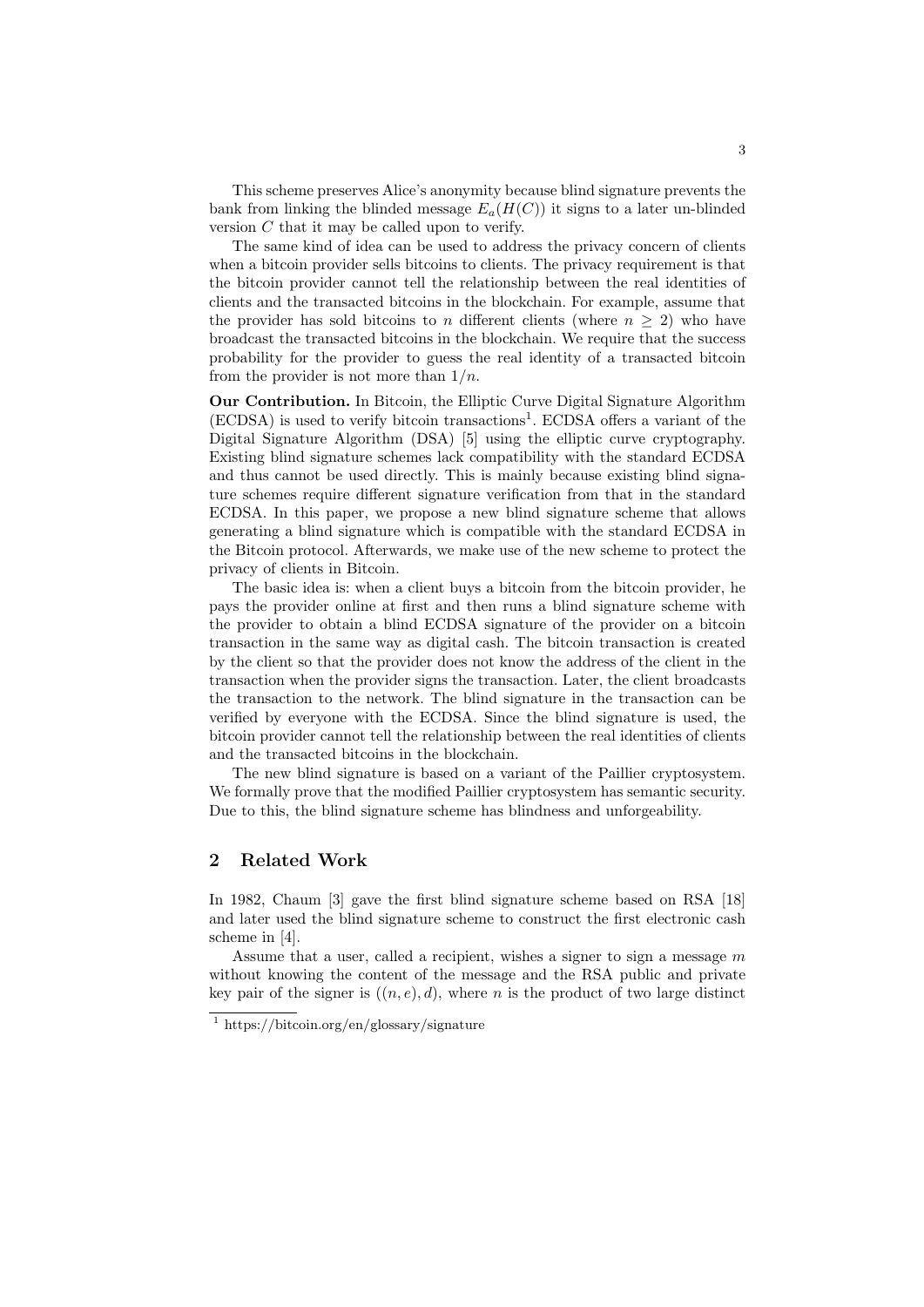This scheme preserves Alice's anonymity because blind signature prevents the bank from linking the blinded message $E_a(H(C))$ it signs to a later un-blinded version $C$ that it may be called upon to verify.

The same kind of idea can be used to address the privacy concern of clients when a bitcoin provider sells bitcoins to clients. The privacy requirement is that the bitcoin provider cannot tell the relationship between the real identities of clients and the transacted bitcoins in the blockchain. For example, assume that the provider has sold bitcoins to $n$ different clients (where $n \geq 2$) who have broadcast the transacted bitcoins in the blockchain. We require that the success probability for the provider to guess the real identity of a transacted bitcoin from the provider is not more than $1/n$.

**Our Contribution.** In Bitcoin, the Elliptic Curve Digital Signature Algorithm (ECDSA) is used to verify bitcoin transactions[1]. ECDSA offers a variant of the Digital Signature Algorithm (DSA) [5] using the elliptic curve cryptography. Existing blind signature schemes lack compatibility with the standard ECDSA and thus cannot be used directly. This is mainly because existing blind signature schemes require different signature verification from that in the standard ECDSA. In this paper, we propose a new blind signature scheme that allows generating a blind signature which is compatible with the standard ECDSA in the Bitcoin protocol. Afterwards, we make use of the new scheme to protect the privacy of clients in Bitcoin.

The basic idea is: when a client buys a bitcoin from the bitcoin provider, he pays the provider online at first and then runs a blind signature scheme with the provider to obtain a blind ECDSA signature of the provider on a bitcoin transaction in the same way as digital cash. The bitcoin transaction is created by the client so that the provider does not know the address of the client in the transaction when the provider signs the transaction. Later, the client broadcasts the transaction to the network. The blind signature in the transaction can be verified by everyone with the ECDSA. Since the blind signature is used, the bitcoin provider cannot tell the relationship between the real identities of clients and the transacted bitcoins in the blockchain.

The new blind signature is based on a variant of the Paillier cryptosystem. We formally prove that the modified Paillier cryptosystem has semantic security. Due to this, the blind signature scheme has blindness and unforgeability.

## 2 Related Work

In 1982, Chaum [3] gave the first blind signature scheme based on RSA [18] and later used the blind signature scheme to construct the first electronic cash scheme in [4].

Assume that a user, called a recipient, wishes a signer to sign a message $m$ without knowing the content of the message and the RSA public and private key pair of the signer is $((n, e), d)$, where $n$ is the product of two large distinct

[1] https://bitcoin.org/en/glossary/signature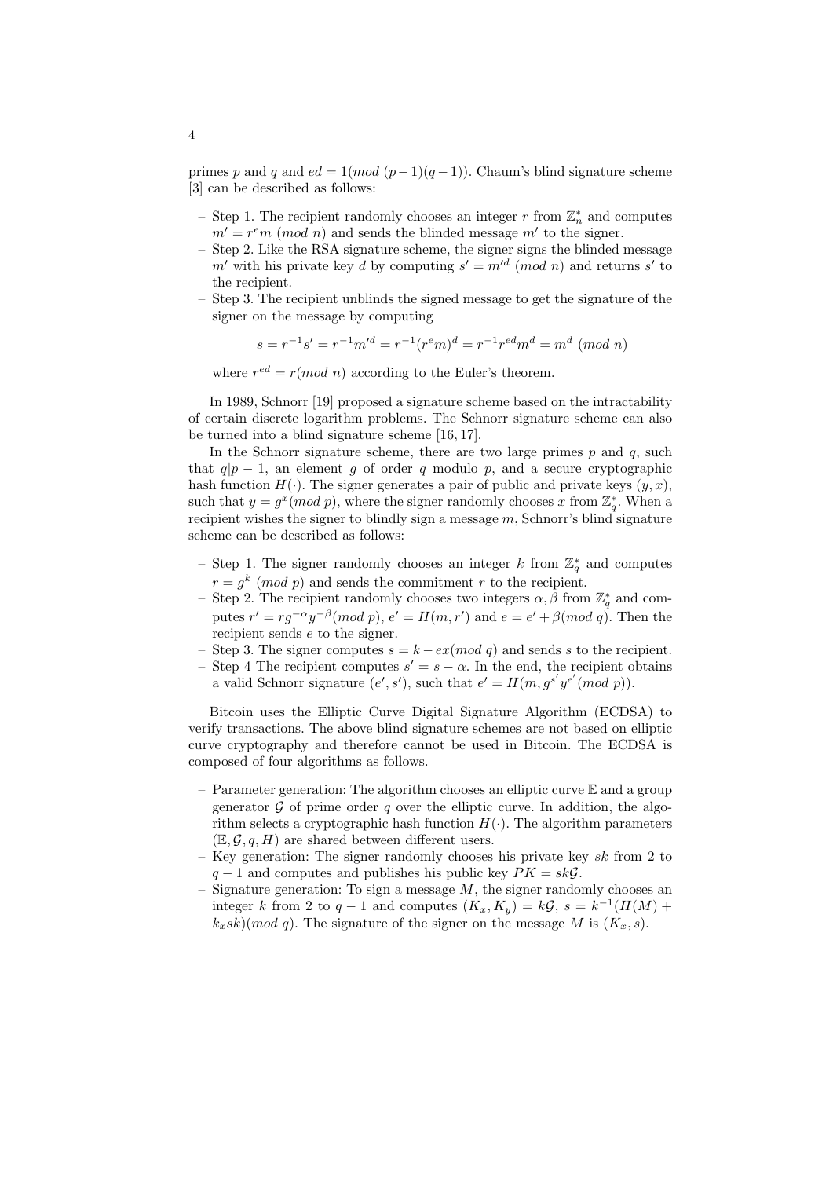primes $p$ and $q$ and $ed = 1(mod\ (p-1)(q-1))$. Chaum's blind signature scheme [3] can be described as follows:

- Step 1. The recipient randomly chooses an integer $r$ from $\mathbb{Z}_n^*$ and computes $m' = r^e m\ (mod\ n)$ and sends the blinded message $m'$ to the signer.
- Step 2. Like the RSA signature scheme, the signer signs the blinded message $m'$ with his private key $d$ by computing $s' = m'^d\ (mod\ n)$ and returns $s'$ to the recipient.
- Step 3. The recipient unblinds the signed message to get the signature of the signer on the message by computing

$$s = r^{-1}s' = r^{-1}m'^d = r^{-1}(r^e m)^d = r^{-1}r^{ed}m^d = m^d\ (mod\ n)$$

  where $r^{ed} = r(mod\ n)$ according to the Euler's theorem.

In 1989, Schnorr [19] proposed a signature scheme based on the intractability of certain discrete logarithm problems. The Schnorr signature scheme can also be turned into a blind signature scheme [16, 17].

In the Schnorr signature scheme, there are two large primes $p$ and $q$, such that $q|p-1$, an element $g$ of order $q$ modulo $p$, and a secure cryptographic hash function $H(\cdot)$. The signer generates a pair of public and private keys $(y, x)$, such that $y = g^x(mod\ p)$, where the signer randomly chooses $x$ from $\mathbb{Z}_q^*$. When a recipient wishes the signer to blindly sign a message $m$, Schnorr's blind signature scheme can be described as follows:

- Step 1. The signer randomly chooses an integer $k$ from $\mathbb{Z}_q^*$ and computes $r = g^k\ (mod\ p)$ and sends the commitment $r$ to the recipient.
- Step 2. The recipient randomly chooses two integers $\alpha, \beta$ from $\mathbb{Z}_q^*$ and computes $r' = rg^{-\alpha}y^{-\beta}(mod\ p)$, $e' = H(m, r')$ and $e = e' + \beta(mod\ q)$. Then the recipient sends $e$ to the signer.
- Step 3. The signer computes $s = k - ex(mod\ q)$ and sends $s$ to the recipient.
- Step 4 The recipient computes $s' = s - \alpha$. In the end, the recipient obtains a valid Schnorr signature $(e', s')$, such that $e' = H(m, g^{s'}y^{e'}(mod\ p))$.

Bitcoin uses the Elliptic Curve Digital Signature Algorithm (ECDSA) to verify transactions. The above blind signature schemes are not based on elliptic curve cryptography and therefore cannot be used in Bitcoin. The ECDSA is composed of four algorithms as follows.

- Parameter generation: The algorithm chooses an elliptic curve $\mathbb{E}$ and a group generator $\mathcal{G}$ of prime order $q$ over the elliptic curve. In addition, the algorithm selects a cryptographic hash function $H(\cdot)$. The algorithm parameters $(\mathbb{E}, \mathcal{G}, q, H)$ are shared between different users.
- Key generation: The signer randomly chooses his private key $sk$ from 2 to $q-1$ and computes and publishes his public key $PK = sk\mathcal{G}$.
- Signature generation: To sign a message $M$, the signer randomly chooses an integer $k$ from 2 to $q-1$ and computes $(K_x, K_y) = k\mathcal{G}$, $s = k^{-1}(H(M) + k_x sk)(mod\ q)$. The signature of the signer on the message $M$ is $(K_x, s)$.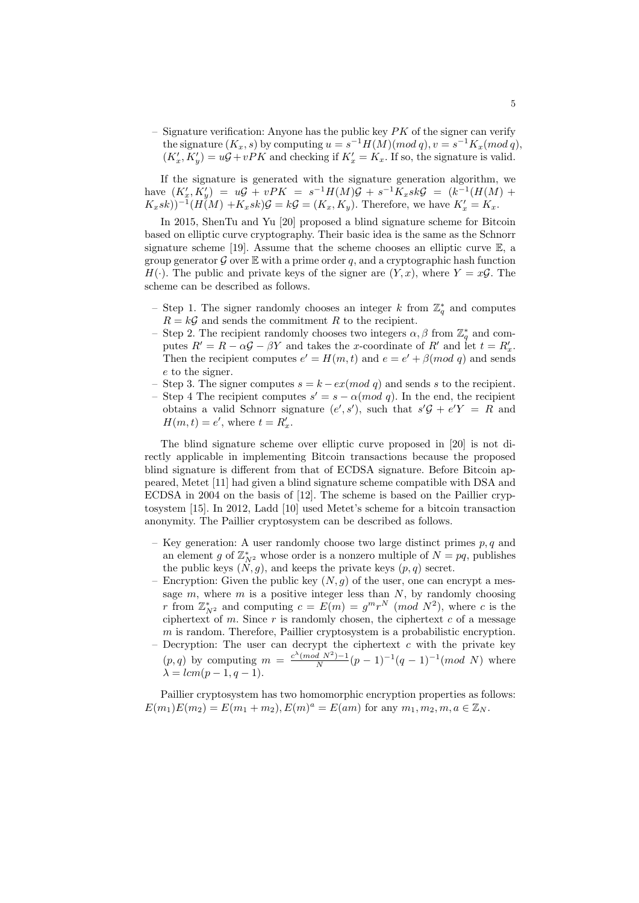- Signature verification: Anyone has the public key $PK$ of the signer can verify the signature $(K_x, s)$ by computing $u = s^{-1}H(M)(mod\, q), v = s^{-1}K_x(mod\, q)$, $(K'_x, K'_y) = u\mathcal{G} + vPK$ and checking if $K'_x = K_x$. If so, the signature is valid.

If the signature is generated with the signature generation algorithm, we have $(K'_x, K'_y) = u\mathcal{G} + vPK = s^{-1}H(M)\mathcal{G} + s^{-1}K_x sk\mathcal{G} = (k^{-1}(H(M) + K_x sk))^{-1}(H(M) + K_x sk)\mathcal{G} = k\mathcal{G} = (K_x, K_y)$. Therefore, we have $K'_x = K_x$.

In 2015, ShenTu and Yu [20] proposed a blind signature scheme for Bitcoin based on elliptic curve cryptography. Their basic idea is the same as the Schnorr signature scheme [19]. Assume that the scheme chooses an elliptic curve $\mathbb{E}$, a group generator $\mathcal{G}$ over $\mathbb{E}$ with a prime order $q$, and a cryptographic hash function $H(\cdot)$. The public and private keys of the signer are $(Y, x)$, where $Y = x\mathcal{G}$. The scheme can be described as follows.

- Step 1. The signer randomly chooses an integer $k$ from $\mathbb{Z}_q^*$ and computes $R = k\mathcal{G}$ and sends the commitment $R$ to the recipient.
- Step 2. The recipient randomly chooses two integers $\alpha, \beta$ from $\mathbb{Z}_q^*$ and computes $R' = R - \alpha\mathcal{G} - \beta Y$ and takes the $x$-coordinate of $R'$ and let $t = R'_x$. Then the recipient computes $e' = H(m, t)$ and $e = e' + \beta(mod\ q)$ and sends $e$ to the signer.
- Step 3. The signer computes $s = k - ex(mod\ q)$ and sends $s$ to the recipient.
- Step 4 The recipient computes $s' = s - \alpha(mod\ q)$. In the end, the recipient obtains a valid Schnorr signature $(e', s')$, such that $s'\mathcal{G} + e'Y = R$ and $H(m, t) = e'$, where $t = R'_x$.

The blind signature scheme over elliptic curve proposed in [20] is not directly applicable in implementing Bitcoin transactions because the proposed blind signature is different from that of ECDSA signature. Before Bitcoin appeared, Metet [11] had given a blind signature scheme compatible with DSA and ECDSA in 2004 on the basis of [12]. The scheme is based on the Paillier cryptosystem [15]. In 2012, Ladd [10] used Metet's scheme for a bitcoin transaction anonymity. The Paillier cryptosystem can be described as follows.

- Key generation: A user randomly choose two large distinct primes $p, q$ and an element $g$ of $\mathbb{Z}_{N^2}^*$ whose order is a nonzero multiple of $N = pq$, publishes the public keys $(N, g)$, and keeps the private keys $(p, q)$ secret.
- Encryption: Given the public key $(N, g)$ of the user, one can encrypt a message $m$, where $m$ is a positive integer less than $N$, by randomly choosing $r$ from $\mathbb{Z}_{N^2}^*$ and computing $c = E(m) = g^m r^N\ (mod\ N^2)$, where $c$ is the ciphertext of $m$. Since $r$ is randomly chosen, the ciphertext $c$ of a message $m$ is random. Therefore, Paillier cryptosystem is a probabilistic encryption.
- Decryption: The user can decrypt the ciphertext $c$ with the private key $(p, q)$ by computing $m = \frac{c^{\lambda}(mod\ N^2) - 1}{N}(p-1)^{-1}(q-1)^{-1}(mod\ N)$ where $\lambda = lcm(p-1, q-1)$.

Paillier cryptosystem has two homomorphic encryption properties as follows: $E(m_1)E(m_2) = E(m_1 + m_2), E(m)^a = E(am)$ for any $m_1, m_2, m, a \in \mathbb{Z}_N$.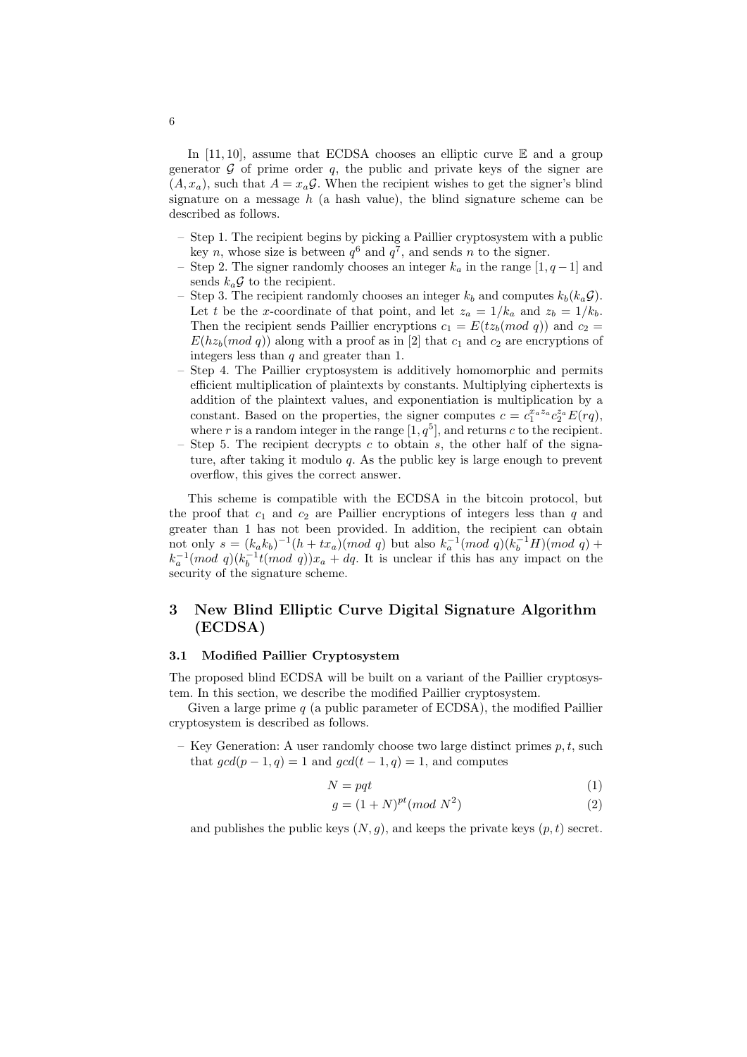In [11, 10], assume that ECDSA chooses an elliptic curve $\mathbb{E}$ and a group generator $\mathcal{G}$ of prime order $q$, the public and private keys of the signer are $(A, x_a)$, such that $A = x_a\mathcal{G}$. When the recipient wishes to get the signer's blind signature on a message $h$ (a hash value), the blind signature scheme can be described as follows.

- Step 1. The recipient begins by picking a Paillier cryptosystem with a public key $n$, whose size is between $q^6$ and $q^7$, and sends $n$ to the signer.
- Step 2. The signer randomly chooses an integer $k_a$ in the range $[1, q-1]$ and sends $k_a\mathcal{G}$ to the recipient.
- Step 3. The recipient randomly chooses an integer $k_b$ and computes $k_b(k_a\mathcal{G})$. Let $t$ be the $x$-coordinate of that point, and let $z_a = 1/k_a$ and $z_b = 1/k_b$. Then the recipient sends Paillier encryptions $c_1 = E(tz_b(mod\ q))$ and $c_2 = E(hz_b(mod\ q))$ along with a proof as in [2] that $c_1$ and $c_2$ are encryptions of integers less than $q$ and greater than 1.
- Step 4. The Paillier cryptosystem is additively homomorphic and permits efficient multiplication of plaintexts by constants. Multiplying ciphertexts is addition of the plaintext values, and exponentiation is multiplication by a constant. Based on the properties, the signer computes $c = c_1^{x_a z_a} c_2^{z_a} E(rq)$, where $r$ is a random integer in the range $[1, q^5]$, and returns $c$ to the recipient.
- Step 5. The recipient decrypts $c$ to obtain $s$, the other half of the signature, after taking it modulo $q$. As the public key is large enough to prevent overflow, this gives the correct answer.

This scheme is compatible with the ECDSA in the bitcoin protocol, but the proof that $c_1$ and $c_2$ are Paillier encryptions of integers less than $q$ and greater than 1 has not been provided. In addition, the recipient can obtain not only $s = (k_a k_b)^{-1}(h + tx_a)(mod\ q)$ but also $k_a^{-1}(mod\ q)(k_b^{-1}H)(mod\ q) + k_a^{-1}(mod\ q)(k_b^{-1}t(mod\ q))x_a + dq$. It is unclear if this has any impact on the security of the signature scheme.

## 3 New Blind Elliptic Curve Digital Signature Algorithm (ECDSA)

### 3.1 Modified Paillier Cryptosystem

The proposed blind ECDSA will be built on a variant of the Paillier cryptosystem. In this section, we describe the modified Paillier cryptosystem.

Given a large prime $q$ (a public parameter of ECDSA), the modified Paillier cryptosystem is described as follows.

- Key Generation: A user randomly choose two large distinct primes $p, t$, such that $gcd(p-1, q) = 1$ and $gcd(t-1, q) = 1$, and computes

$$N = pqt \tag{1}$$

$$g = (1+N)^{pt}(mod\ N^2) \tag{2}$$

and publishes the public keys $(N, g)$, and keeps the private keys $(p, t)$ secret.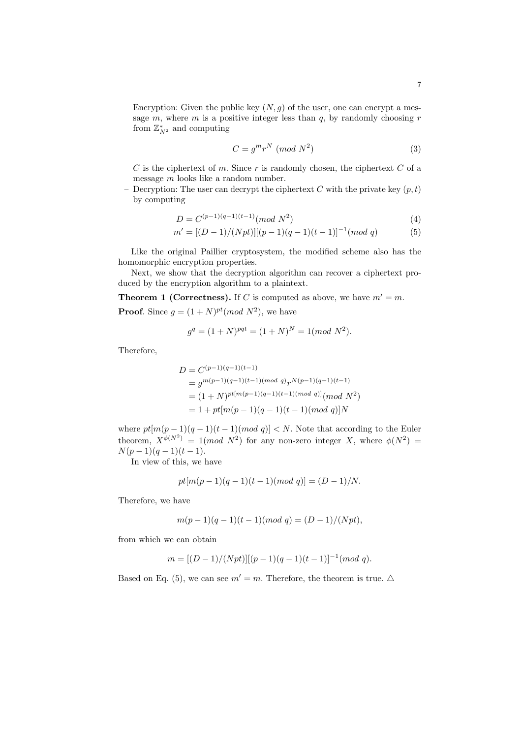- Encryption: Given the public key $(N, g)$ of the user, one can encrypt a message $m$, where $m$ is a positive integer less than $q$, by randomly choosing $r$ from $\mathbb{Z}_{N^2}^*$ and computing

$$C = g^m r^N \ (mod\ N^2) \tag{3}$$

$C$ is the ciphertext of $m$. Since $r$ is randomly chosen, the ciphertext $C$ of a message $m$ looks like a random number.

- Decryption: The user can decrypt the ciphertext $C$ with the private key $(p, t)$ by computing

$$D = C^{(p-1)(q-1)(t-1)} (mod\ N^2) \tag{4}$$

$$m' = [(D-1)/(Npt)][(p-1)(q-1)(t-1)]^{-1} (mod\ q) \tag{5}$$

Like the original Paillier cryptosystem, the modified scheme also has the homomorphic encryption properties.

Next, we show that the decryption algorithm can recover a ciphertext produced by the encryption algorithm to a plaintext.

**Theorem 1 (Correctness).** If $C$ is computed as above, we have $m' = m$.

**Proof**. Since $g = (1+N)^{pt} (mod\ N^2)$, we have

$$g^q = (1+N)^{pqt} = (1+N)^N = 1 (mod\ N^2).$$

Therefore,

$$\begin{aligned}
D &= C^{(p-1)(q-1)(t-1)} \\
&= g^{m(p-1)(q-1)(t-1)(mod\ q)} r^{N(p-1)(q-1)(t-1)} \\
&= (1+N)^{pt[m(p-1)(q-1)(t-1)(mod\ q)]} (mod\ N^2) \\
&= 1 + pt[m(p-1)(q-1)(t-1)(mod\ q)]N
\end{aligned}$$

where $pt[m(p-1)(q-1)(t-1)(mod\ q)] < N$. Note that according to the Euler theorem, $X^{\phi(N^2)} = 1 (mod\ N^2)$ for any non-zero integer $X$, where $\phi(N^2) = N(p-1)(q-1)(t-1)$.

In view of this, we have

$$pt[m(p-1)(q-1)(t-1)(mod\ q)] = (D-1)/N.$$

Therefore, we have

$$m(p-1)(q-1)(t-1)(mod\ q) = (D-1)/(Npt),$$

from which we can obtain

$$m = [(D-1)/(Npt)][(p-1)(q-1)(t-1)]^{-1} (mod\ q).$$

Based on Eq. (5), we can see $m' = m$. Therefore, the theorem is true. $\triangle$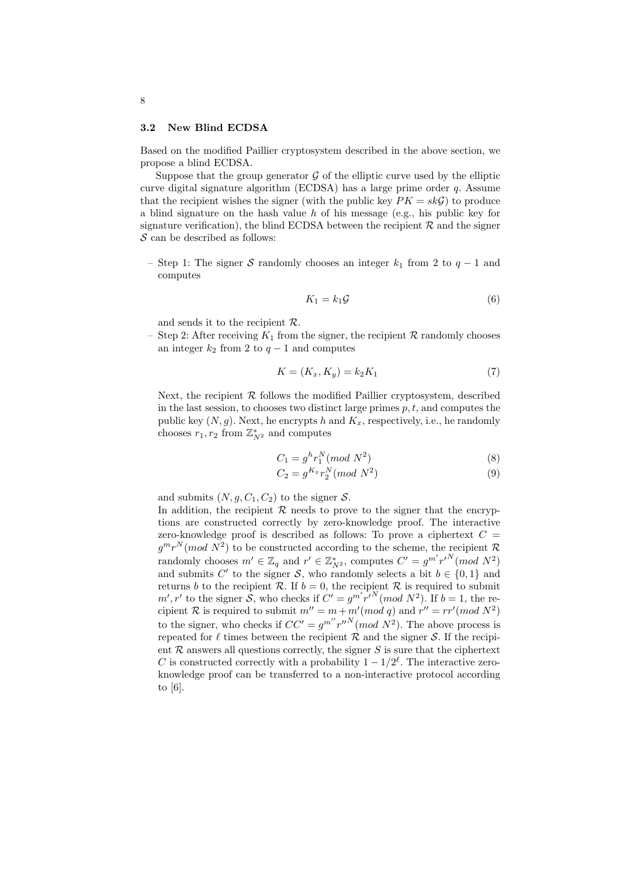### 3.2 New Blind ECDSA

Based on the modified Paillier cryptosystem described in the above section, we propose a blind ECDSA.

Suppose that the group generator $\mathcal{G}$ of the elliptic curve used by the elliptic curve digital signature algorithm (ECDSA) has a large prime order $q$. Assume that the recipient wishes the signer (with the public key $PK = sk\mathcal{G}$) to produce a blind signature on the hash value $h$ of his message (e.g., his public key for signature verification), the blind ECDSA between the recipient $\mathcal{R}$ and the signer $\mathcal{S}$ can be described as follows:

- Step 1: The signer $\mathcal{S}$ randomly chooses an integer $k_1$ from 2 to $q-1$ and computes

$$K_1 = k_1\mathcal{G} \tag{6}$$

and sends it to the recipient $\mathcal{R}$.

- Step 2: After receiving $K_1$ from the signer, the recipient $\mathcal{R}$ randomly chooses an integer $k_2$ from 2 to $q-1$ and computes

$$K = (K_x, K_y) = k_2 K_1 \tag{7}$$

Next, the recipient $\mathcal{R}$ follows the modified Paillier cryptosystem, described in the last session, to chooses two distinct large primes $p, t$, and computes the public key $(N, g)$. Next, he encrypts $h$ and $K_x$, respectively, i.e., he randomly chooses $r_1, r_2$ from $\mathbb{Z}_{N^2}^*$ and computes

$$C_1 = g^h r_1^N (mod\ N^2) \tag{8}$$

$$C_2 = g^{K_x} r_2^N (mod\ N^2) \tag{9}$$

and submits $(N, g, C_1, C_2)$ to the signer $\mathcal{S}$.

In addition, the recipient $\mathcal{R}$ needs to prove to the signer that the encryptions are constructed correctly by zero-knowledge proof. The interactive zero-knowledge proof is described as follows: To prove a ciphertext $C = g^m r^N (mod\ N^2)$ to be constructed according to the scheme, the recipient $\mathcal{R}$ randomly chooses $m' \in \mathbb{Z}_q$ and $r' \in \mathbb{Z}_{N^2}^*$, computes $C' = g^{m'} {r'}^N (mod\ N^2)$ and submits $C'$ to the signer $\mathcal{S}$, who randomly selects a bit $b \in \{0, 1\}$ and returns $b$ to the recipient $\mathcal{R}$. If $b = 0$, the recipient $\mathcal{R}$ is required to submit $m', r'$ to the signer $\mathcal{S}$, who checks if $C' = g^{m'} {r'}^N (mod\ N^2)$. If $b = 1$, the recipient $\mathcal{R}$ is required to submit $m'' = m + m' (mod\ q)$ and $r'' = rr' (mod\ N^2)$ to the signer, who checks if $CC' = g^{m''} {r''}^N (mod\ N^2)$. The above process is repeated for $\ell$ times between the recipient $\mathcal{R}$ and the signer $\mathcal{S}$. If the recipient $\mathcal{R}$ answers all questions correctly, the signer $S$ is sure that the ciphertext $C$ is constructed correctly with a probability $1 - 1/2^\ell$. The interactive zero-knowledge proof can be transferred to a non-interactive protocol according to [6].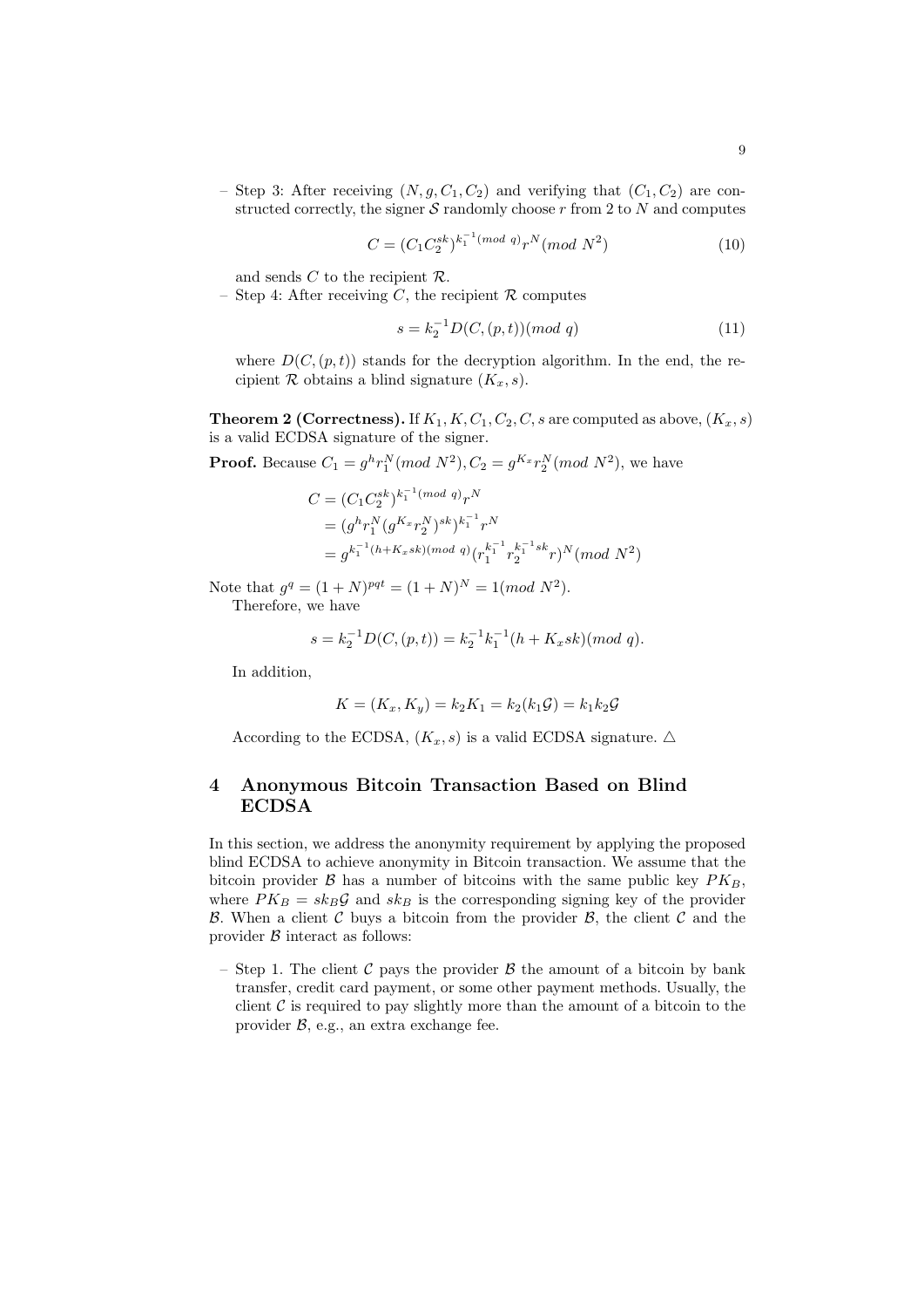– Step 3: After receiving $(N, g, C_1, C_2)$ and verifying that $(C_1, C_2)$ are constructed correctly, the signer $\mathcal{S}$ randomly choose $r$ from 2 to $N$ and computes

$$C = (C_1 C_2^{sk})^{k_1^{-1}(mod\ q)} r^N (mod\ N^2) \tag{10}$$

and sends $C$ to the recipient $\mathcal{R}$.

– Step 4: After receiving $C$, the recipient $\mathcal{R}$ computes

$$s = k_2^{-1} D(C, (p, t))(mod\ q) \tag{11}$$

where $D(C, (p, t))$ stands for the decryption algorithm. In the end, the recipient $\mathcal{R}$ obtains a blind signature $(K_x, s)$.

**Theorem 2 (Correctness).** If $K_1, K, C_1, C_2, C, s$ are computed as above, $(K_x, s)$ is a valid ECDSA signature of the signer.

**Proof.** Becaus $C_1 = g^h r_1^N (mod\ N^2), C_2 = g^{K_x} r_2^N (mod\ N^2)$, we have

$$\begin{aligned} C &= (C_1 C_2^{sk})^{k_1^{-1}(mod\ q)} r^N \\ &= (g^h r_1^N (g^{K_x} r_2^N)^{sk})^{k_1^{-1}} r^N \\ &= g^{k_1^{-1}(h + K_x sk)(mod\ q)} (r_1^{k_1^{-1}} r_2^{k_1^{-1} sk} r)^N (mod\ N^2) \end{aligned}$$

Note that $g^q = (1 + N)^{pqt} = (1 + N)^N = 1 (mod\ N^2)$.

Therefore, we have

$$s = k_2^{-1} D(C, (p, t)) = k_2^{-1} k_1^{-1} (h + K_x sk)(mod\ q).$$

In addition,

$$K = (K_x, K_y) = k_2 K_1 = k_2 (k_1 \mathcal{G}) = k_1 k_2 \mathcal{G}$$

According to the ECDSA, $(K_x, s)$ is a valid ECDSA signature. △

## 4 Anonymous Bitcoin Transaction Based on Blind ECDSA

In this section, we address the anonymity requirement by applying the proposed blind ECDSA to achieve anonymity in Bitcoin transaction. We assume that the bitcoin provider $\mathcal{B}$ has a number of bitcoins with the same public key $PK_B$, where $PK_B = sk_B \mathcal{G}$ and $sk_B$ is the corresponding signing key of the provider $\mathcal{B}$. When a client $\mathcal{C}$ buys a bitcoin from the provider $\mathcal{B}$, the client $\mathcal{C}$ and the provider $\mathcal{B}$ interact as follows:

– Step 1. The client $\mathcal{C}$ pays the provider $\mathcal{B}$ the amount of a bitcoin by bank transfer, credit card payment, or some other payment methods. Usually, the client $\mathcal{C}$ is required to pay slightly more than the amount of a bitcoin to the provider $\mathcal{B}$, e.g., an extra exchange fee.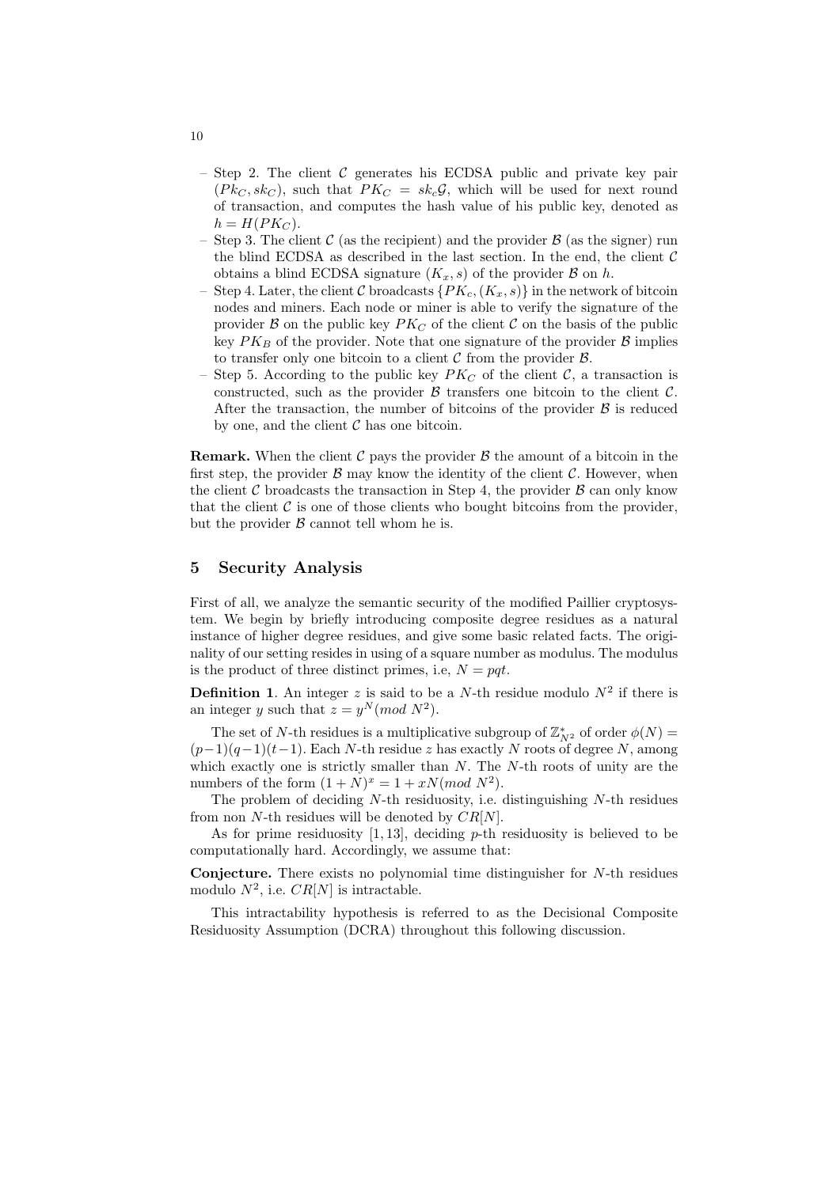- Step 2. The client $\mathcal{C}$ generates his ECDSA public and private key pair $(Pk_C, sk_C)$, such that $PK_C = sk_c\mathcal{G}$, which will be used for next round of transaction, and computes the hash value of his public key, denoted as $h = H(PK_C)$.
- Step 3. The client $\mathcal{C}$ (as the recipient) and the provider $\mathcal{B}$ (as the signer) run the blind ECDSA as described in the last section. In the end, the client $\mathcal{C}$ obtains a blind ECDSA signature $(K_x, s)$ of the provider $\mathcal{B}$ on $h$.
- Step 4. Later, the client $\mathcal{C}$ broadcasts $\{PK_c, (K_x, s)\}$ in the network of bitcoin nodes and miners. Each node or miner is able to verify the signature of the provider $\mathcal{B}$ on the public key $PK_C$ of the client $\mathcal{C}$ on the basis of the public key $PK_B$ of the provider. Note that one signature of the provider $\mathcal{B}$ implies to transfer only one bitcoin to a client $\mathcal{C}$ from the provider $\mathcal{B}$.
- Step 5. According to the public key $PK_C$ of the client $\mathcal{C}$, a transaction is constructed, such as the provider $\mathcal{B}$ transfers one bitcoin to the client $\mathcal{C}$. After the transaction, the number of bitcoins of the provider $\mathcal{B}$ is reduced by one, and the client $\mathcal{C}$ has one bitcoin.

**Remark.** When the client $\mathcal{C}$ pays the provider $\mathcal{B}$ the amount of a bitcoin in the first step, the provider $\mathcal{B}$ may know the identity of the client $\mathcal{C}$. However, when the client $\mathcal{C}$ broadcasts the transaction in Step 4, the provider $\mathcal{B}$ can only know that the client $\mathcal{C}$ is one of those clients who bought bitcoins from the provider, but the provider $\mathcal{B}$ cannot tell whom he is.

## 5 Security Analysis

First of all, we analyze the semantic security of the modified Paillier cryptosystem. We begin by briefly introducing composite degree residues as a natural instance of higher degree residues, and give some basic related facts. The originality of our setting resides in using of a square number as modulus. The modulus is the product of three distinct primes, i.e, $N = pqt$.

**Definition 1**. An integer $z$ is said to be a $N$-th residue modulo $N^2$ if there is an integer $y$ such that $z = y^N (mod\ N^2)$.

The set of $N$-th residues is a multiplicative subgroup of $\mathbb{Z}^*_{N^2}$ of order $\phi(N) = (p-1)(q-1)(t-1)$. Each $N$-th residue $z$ has exactly $N$ roots of degree $N$, among which exactly one is strictly smaller than $N$. The $N$-th roots of unity are the numbers of the form $(1+N)^x = 1 + xN (mod\ N^2)$.

The problem of deciding $N$-th residuosity, i.e. distinguishing $N$-th residues from non $N$-th residues will be denoted by $CR[N]$.

As for prime residuosity [1, 13], deciding $p$-th residuosity is believed to be computationally hard. Accordingly, we assume that:

**Conjecture.** There exists no polynomial time distinguisher for $N$-th residues modulo $N^2$, i.e. $CR[N]$ is intractable.

This intractability hypothesis is referred to as the Decisional Composite Residuosity Assumption (DCRA) throughout this following discussion.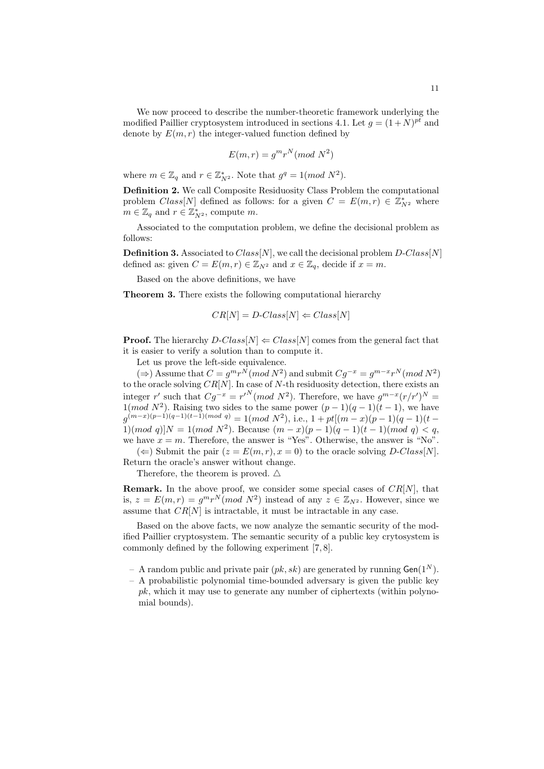We now proceed to describe the number-theoretic framework underlying the modified Paillier cryptosystem introduced in sections 4.1. Let $g = (1+N)^{pt}$ and denote by $E(m, r)$ the integer-valued function defined by

$$E(m, r) = g^m r^N (mod\ N^2)$$

where $m \in \mathbb{Z}_q$ and $r \in \mathbb{Z}^*_{N^2}$. Note that $g^q = 1 (mod\ N^2)$.

**Definition 2.** We call Composite Residuosity Class Problem the computational problem $Class[N]$ defined as follows: for a given $C = E(m, r) \in \mathbb{Z}^*_{N^2}$ where $m \in \mathbb{Z}_q$ and $r \in \mathbb{Z}^*_{N^2}$, compute $m$.

Associated to the computation problem, we define the decisional problem as follows:

**Definition 3.** Associated to $Class[N]$, we call the decisional problem $D\text{-}Class[N]$ defined as: given $C = E(m, r) \in \mathbb{Z}_{N^2}$ and $x \in \mathbb{Z}_q$, decide if $x = m$.

Based on the above definitions, we have

**Theorem 3.** There exists the following computational hierarchy

$$CR[N] = D\text{-}Class[N] \Leftarrow Class[N]$$

**Proof.** The hierarchy $D\text{-}Class[N] \Leftarrow Class[N]$ comes from the general fact that it is easier to verify a solution than to compute it.

Let us prove the left-side equivalence.

($\Rightarrow$) Assume that $C = g^m r^N (mod\ N^2)$ and submit $Cg^{-x} = g^{m-x} r^N (mod\ N^2)$ to the oracle solving $CR[N]$. In case of $N$-th residuosity detection, there exists an integer $r'$ such that $Cg^{-x} = r'^N (mod\ N^2)$. Therefore, we have $g^{m-x}(r/r')^N = 1 (mod\ N^2)$. Raising two sides to the same power $(p-1)(q-1)(t-1)$, we have $g^{(m-x)(p-1)(q-1)(t-1)(mod\ q)} = 1 (mod\ N^2)$, i.e., $1 + pt[(m-x)(p-1)(q-1)(t-1)(mod\ q)]N = 1 (mod\ N^2)$. Because $(m-x)(p-1)(q-1)(t-1)(mod\ q) < q$, we have $x = m$. Therefore, the answer is "Yes". Otherwise, the answer is "No".

($\Leftarrow$) Submit the pair $(z = E(m, r), x = 0)$ to the oracle solving $D\text{-}Class[N]$. Return the oracle's answer without change.

Therefore, the theorem is proved. $\triangle$

**Remark.** In the above proof, we consider some special cases of $CR[N]$, that is, $z = E(m, r) = g^m r^N (mod\ N^2)$ instead of any $z \in \mathbb{Z}_{N^2}$. However, since we assume that $CR[N]$ is intractable, it must be intractable in any case.

Based on the above facts, we now analyze the semantic security of the modified Paillier cryptosystem. The semantic security of a public key crytosystem is commonly defined by the following experiment [7, 8].

- A random public and private pair $(pk, sk)$ are generated by running $\mathsf{Gen}(1^N)$.
- A probabilistic polynomial time-bounded adversary is given the public key $pk$, which it may use to generate any number of ciphertexts (within polynomial bounds).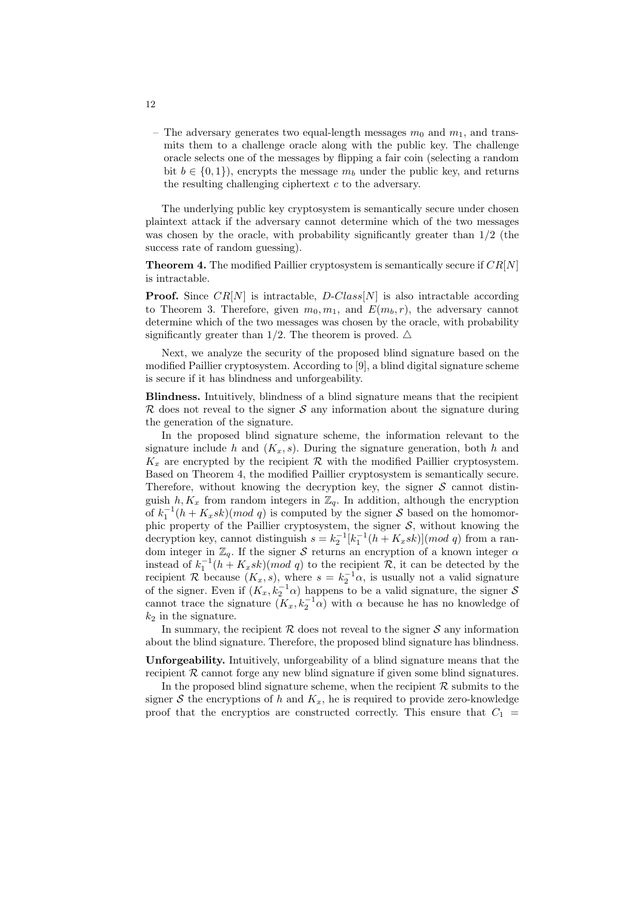- The adversary generates two equal-length messages $m_0$ and $m_1$, and transmits them to a challenge oracle along with the public key. The challenge oracle selects one of the messages by flipping a fair coin (selecting a random bit $b \in \{0, 1\}$), encrypts the message $m_b$ under the public key, and returns the resulting challenging ciphertext $c$ to the adversary.

The underlying public key cryptosystem is semantically secure under chosen plaintext attack if the adversary cannot determine which of the two messages was chosen by the oracle, with probability significantly greater than 1/2 (the success rate of random guessing).

**Theorem 4.** The modified Paillier cryptosystem is semantically secure if $CR[N]$ is intractable.

**Proof.** Since $CR[N]$ is intractable, $D\text{-}Class[N]$ is also intractable according to Theorem 3. Therefore, given $m_0, m_1$, and $E(m_b, r)$, the adversary cannot determine which of the two messages was chosen by the oracle, with probability significantly greater than 1/2. The theorem is proved. △

Next, we analyze the security of the proposed blind signature based on the modified Paillier cryptosystem. According to [9], a blind digital signature scheme is secure if it has blindness and unforgeability.

**Blindness.** Intuitively, blindness of a blind signature means that the recipient $\mathcal{R}$ does not reveal to the signer $\mathcal{S}$ any information about the signature during the generation of the signature.

In the proposed blind signature scheme, the information relevant to the signature include $h$ and $(K_x, s)$. During the signature generation, both $h$ and $K_x$ are encrypted by the recipient $\mathcal{R}$ with the modified Paillier cryptosystem. Based on Theorem 4, the modified Paillier cryptosystem is semantically secure. Therefore, without knowing the decryption key, the signer $\mathcal{S}$ cannot distinguish $h, K_x$ from random integers in $\mathbb{Z}_q$. In addition, although the encryption of $k_1^{-1}(h + K_x sk)(mod\ q)$ is computed by the signer $\mathcal{S}$ based on the homomorphic property of the Paillier cryptosystem, the signer $\mathcal{S}$, without knowing the decryption key, cannot distinguish $s = k_2^{-1}[k_1^{-1}(h + K_x sk)](mod\ q)$ from a random integer in $\mathbb{Z}_q$. If the signer $\mathcal{S}$ returns an encryption of a known integer $\alpha$ instead of $k_1^{-1}(h + K_x sk)(mod\ q)$ to the recipient $\mathcal{R}$, it can be detected by the recipient $\mathcal{R}$ because $(K_x, s)$, where $s = k_2^{-1}\alpha$, is usually not a valid signature of the signer. Even if $(K_x, k_2^{-1}\alpha)$ happens to be a valid signature, the signer $\mathcal{S}$ cannot trace the signature $(K_x, k_2^{-1}\alpha)$ with $\alpha$ because he has no knowledge of $k_2$ in the signature.

In summary, the recipient $\mathcal{R}$ does not reveal to the signer $\mathcal{S}$ any information about the blind signature. Therefore, the proposed blind signature has blindness.

**Unforgeability.** Intuitively, unforgeability of a blind signature means that the recipient $\mathcal{R}$ cannot forge any new blind signature if given some blind signatures.

In the proposed blind signature scheme, when the recipient $\mathcal{R}$ submits to the signer $\mathcal{S}$ the encryptions of $h$ and $K_x$, he is required to provide zero-knowledge proof that the encryptios are constructed correctly. This ensure that $C_1$ =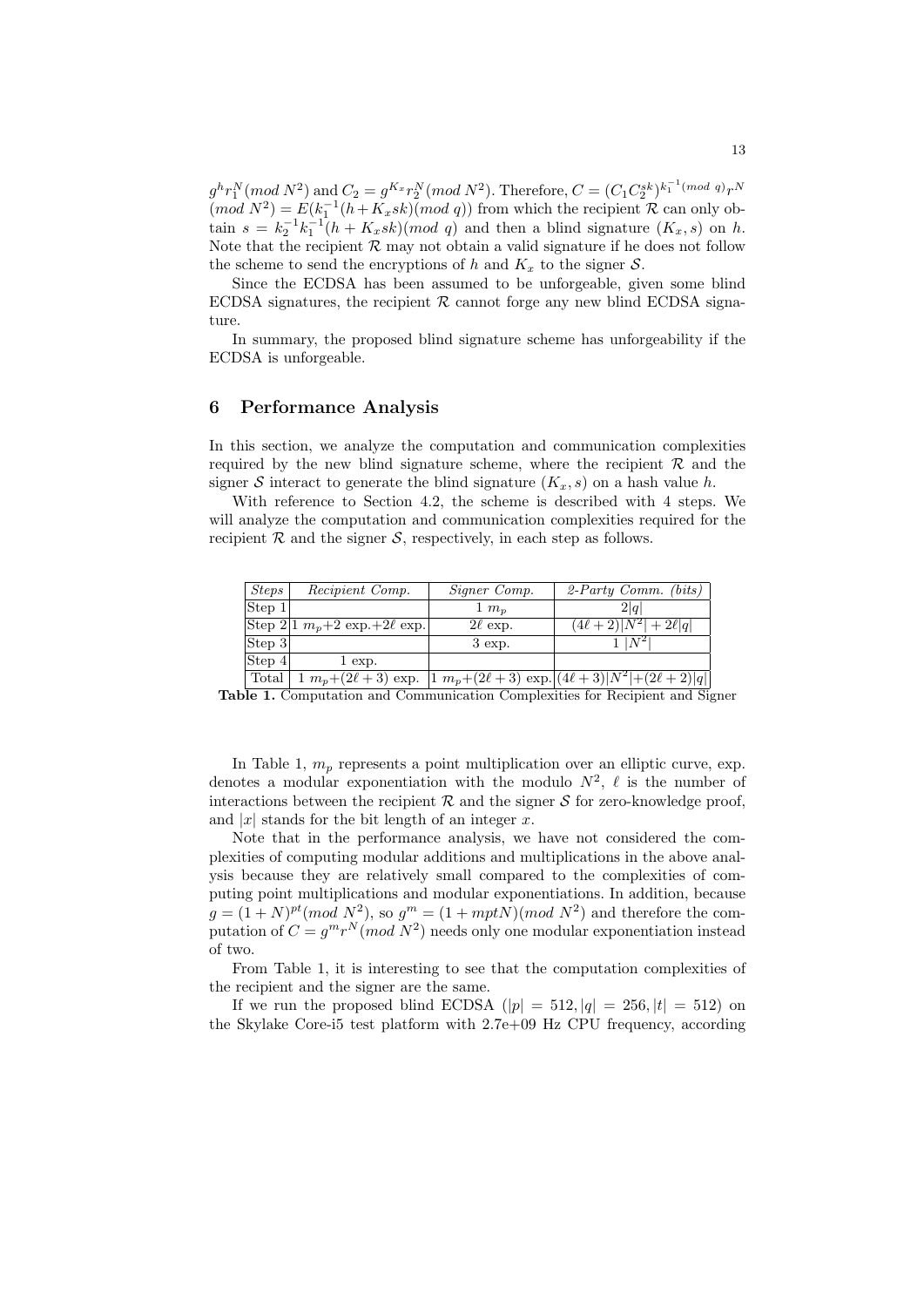$g^h r_1^N (mod\ N^2)$ and $C_2 = g^{K_x} r_2^N (mod\ N^2)$. Therefore, $C = (C_1 C_2^{sk})^{k_1^{-1}(mod\ q)} r^N$ $(mod\ N^2) = E(k_1^{-1}(h + K_x sk)(mod\ q))$ from which the recipient $\mathcal{R}$ can only obtain $s = k_2^{-1} k_1^{-1}(h + K_x sk)(mod\ q)$ and then a blind signature $(K_x, s)$ on $h$. Note that the recipient $\mathcal{R}$ may not obtain a valid signature if he does not follow the scheme to send the encryptions of $h$ and $K_x$ to the signer $\mathcal{S}$.

Since the ECDSA has been assumed to be unforgeable, given some blind ECDSA signatures, the recipient $\mathcal{R}$ cannot forge any new blind ECDSA signature.

In summary, the proposed blind signature scheme has unforgeability if the ECDSA is unforgeable.

## 6 Performance Analysis

In this section, we analyze the computation and communication complexities required by the new blind signature scheme, where the recipient $\mathcal{R}$ and the signer $\mathcal{S}$ interact to generate the blind signature $(K_x, s)$ on a hash value $h$.

With reference to Section 4.2, the scheme is described with 4 steps. We will analyze the computation and communication complexities required for the recipient $\mathcal{R}$ and the signer $\mathcal{S}$, respectively, in each step as follows.

| *Steps* | *Recipient Comp.* | *Signer Comp.* | *2-Party Comm. (bits)* |
|---|---|---|---|
| Step 1 | | 1 $m_p$ | $2\lvert q\rvert$ |
| Step 2 | 1 $m_p$+2 exp.+$2\ell$ exp. | $2\ell$ exp. | $(4\ell+2)\lvert N^2\rvert + 2\ell\lvert q\rvert$ |
| Step 3 | | 3 exp. | 1 $\lvert N^2\rvert$ |
| Step 4 | 1 exp. | | |
| Total | 1 $m_p$+$(2\ell+3)$ exp. | 1 $m_p$+$(2\ell+3)$ exp. | $(4\ell+3)\lvert N^2\rvert+(2\ell+2)\lvert q\rvert$ |

**Table 1.** Computation and Communication Complexities for Recipient and Signer

In Table 1, $m_p$ represents a point multiplication over an elliptic curve, exp. denotes a modular exponentiation with the modulo $N^2$, $\ell$ is the number of interactions between the recipient $\mathcal{R}$ and the signer $\mathcal{S}$ for zero-knowledge proof, and $|x|$ stands for the bit length of an integer $x$.

Note that in the performance analysis, we have not considered the complexities of computing modular additions and multiplications in the above analysis because they are relatively small compared to the complexities of computing point multiplications and modular exponentiations. In addition, because $g = (1+N)^{pt}(mod\ N^2)$, so $g^m = (1 + mptN)(mod\ N^2)$ and therefore the computation of $C = g^m r^N (mod\ N^2)$ needs only one modular exponentiation instead of two.

From Table 1, it is interesting to see that the computation complexities of the recipient and the signer are the same.

If we run the proposed blind ECDSA ($|p| = 512, |q| = 256, |t| = 512$) on the Skylake Core-i5 test platform with 2.7e+09 Hz CPU frequency, according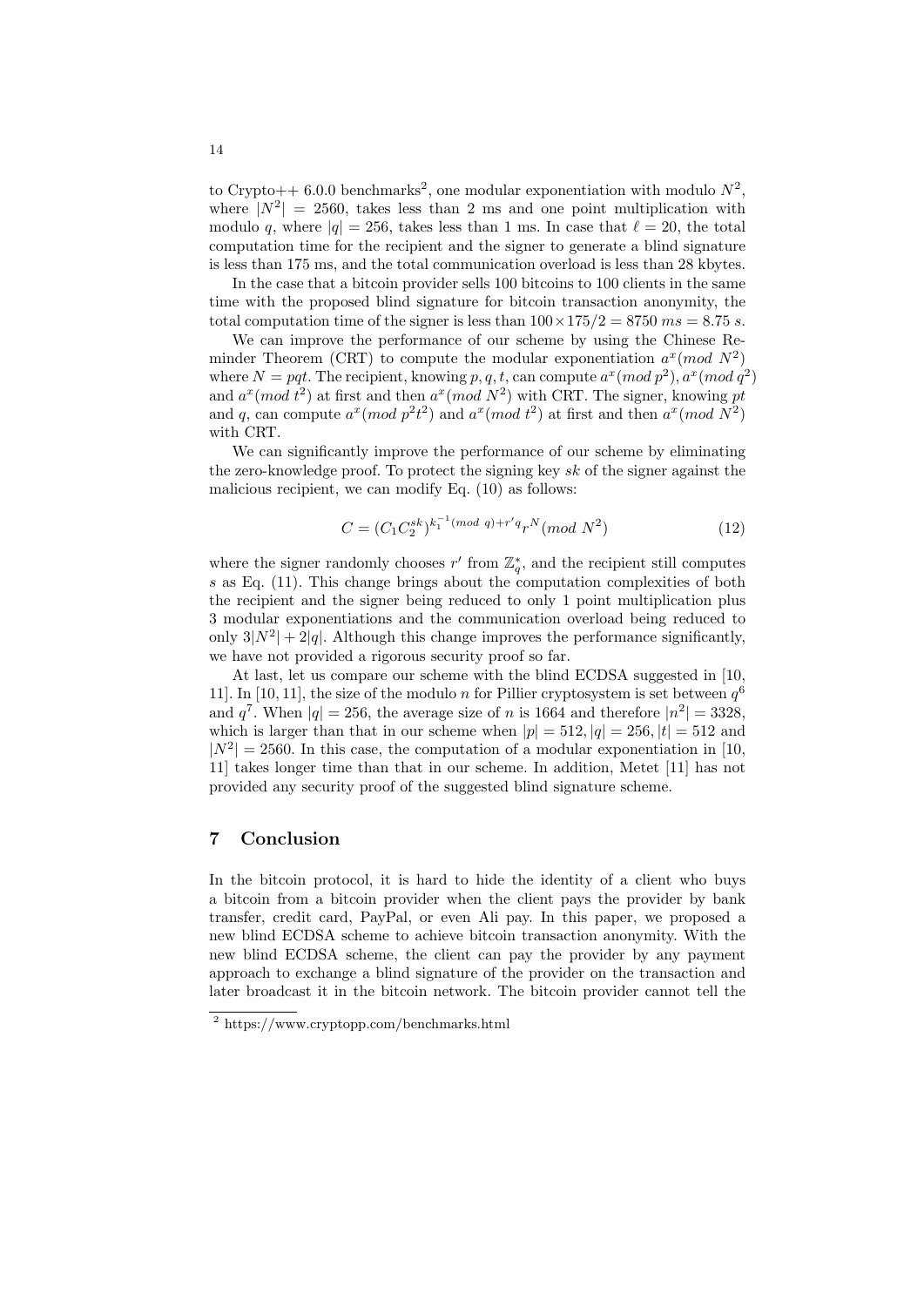to Crypto++ 6.0.0 benchmarks[2], one modular exponentiation with modulo $N^2$, where $|N^2| = 2560$, takes less than 2 ms and one point multiplication with modulo $q$, where $|q| = 256$, takes less than 1 ms. In case that $\ell = 20$, the total computation time for the recipient and the signer to generate a blind signature is less than 175 ms, and the total communication overload is less than 28 kbytes.

In the case that a bitcoin provider sells 100 bitcoins to 100 clients in the same time with the proposed blind signature for bitcoin transaction anonymity, the total computation time of the signer is less than $100 \times 175/2 = 8750\ ms = 8.75\ s$.

We can improve the performance of our scheme by using the Chinese Reminder Theorem (CRT) to compute the modular exponentiation $a^x (mod\ N^2)$ where $N = pqt$. The recipient, knowing $p, q, t$, can compute $a^x (mod\ p^2)$, $a^x (mod\ q^2)$ and $a^x (mod\ t^2)$ at first and then $a^x (mod\ N^2)$ with CRT. The signer, knowing $pt$ and $q$, can compute $a^x (mod\ p^2 t^2)$ and $a^x (mod\ t^2)$ at first and then $a^x (mod\ N^2)$ with CRT.

We can significantly improve the performance of our scheme by eliminating the zero-knowledge proof. To protect the signing key $sk$ of the signer against the malicious recipient, we can modify Eq. (10) as follows:

$$C = (C_1 C_2^{sk})^{k_1^{-1} (mod\ q) + r' q} r^N (mod\ N^2) \tag{12}$$

where the signer randomly chooses $r'$ from $\mathbb{Z}_q^*$, and the recipient still computes $s$ as Eq. (11). This change brings about the computation complexities of both the recipient and the signer being reduced to only 1 point multiplication plus 3 modular exponentiations and the communication overload being reduced to only $3|N^2| + 2|q|$. Although this change improves the performance significantly, we have not provided a rigorous security proof so far.

At last, let us compare our scheme with the blind ECDSA suggested in [10, 11]. In [10, 11], the size of the modulo $n$ for Pillier cryptosystem is set between $q^6$ and $q^7$. When $|q| = 256$, the average size of $n$ is 1664 and therefore $|n^2| = 3328$, which is larger than that in our scheme when $|p| = 512, |q| = 256, |t| = 512$ and $|N^2| = 2560$. In this case, the computation of a modular exponentiation in [10, 11] takes longer time than that in our scheme. In addition, Metet [11] has not provided any security proof of the suggested blind signature scheme.

## 7 Conclusion

In the bitcoin protocol, it is hard to hide the identity of a client who buys a bitcoin from a bitcoin provider when the client pays the provider by bank transfer, credit card, PayPal, or even Ali pay. In this paper, we proposed a new blind ECDSA scheme to achieve bitcoin transaction anonymity. With the new blind ECDSA scheme, the client can pay the provider by any payment approach to exchange a blind signature of the provider on the transaction and later broadcast it in the bitcoin network. The bitcoin provider cannot tell the

[2] https://www.cryptopp.com/benchmarks.html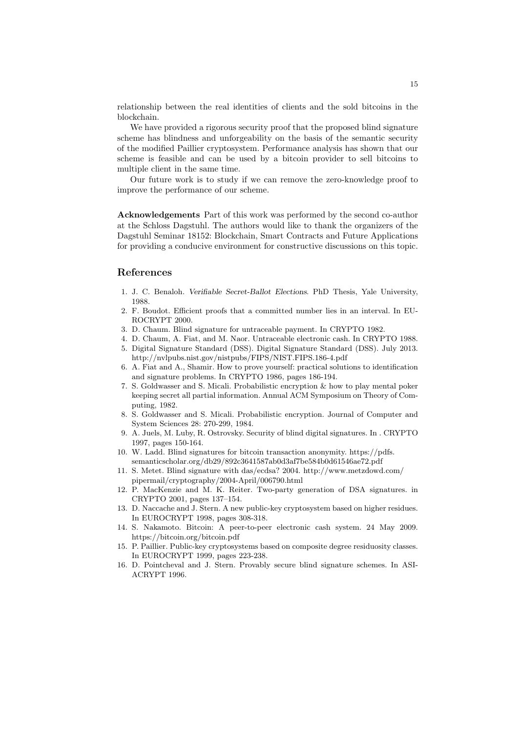relationship between the real identities of clients and the sold bitcoins in the blockchain.

We have provided a rigorous security proof that the proposed blind signature scheme has blindness and unforgeability on the basis of the semantic security of the modified Paillier cryptosystem. Performance analysis has shown that our scheme is feasible and can be used by a bitcoin provider to sell bitcoins to multiple client in the same time.

Our future work is to study if we can remove the zero-knowledge proof to improve the performance of our scheme.

**Acknowledgements** Part of this work was performed by the second co-author at the Schloss Dagstuhl. The authors would like to thank the organizers of the Dagstuhl Seminar 18152: Blockchain, Smart Contracts and Future Applications for providing a conducive environment for constructive discussions on this topic.

## References

1. J. C. Benaloh. *Verifiable Secret-Ballot Elections*. PhD Thesis, Yale University, 1988.
2. F. Boudot. Efficient proofs that a committed number lies in an interval. In EUROCRYPT 2000.
3. D. Chaum. Blind signature for untraceable payment. In CRYPTO 1982.
4. D. Chaum, A. Fiat, and M. Naor. Untraceable electronic cash. In CRYPTO 1988.
5. Digital Signature Standard (DSS). Digital Signature Standard (DSS). July 2013. http://nvlpubs.nist.gov/nistpubs/FIPS/NIST.FIPS.186-4.pdf
6. A. Fiat and A., Shamir. How to prove yourself: practical solutions to identification and signature problems. In CRYPTO 1986, pages 186-194.
7. S. Goldwasser and S. Micali. Probabilistic encryption & how to play mental poker keeping secret all partial information. Annual ACM Symposium on Theory of Computing, 1982.
8. S. Goldwasser and S. Micali. Probabilistic encryption. Journal of Computer and System Sciences 28: 270-299, 1984.
9. A. Juels, M. Luby, R. Ostrovsky. Security of blind digital signatures. In . CRYPTO 1997, pages 150-164.
10. W. Ladd. Blind signatures for bitcoin transaction anonymity. https://pdfs.semanticscholar.org/db29/892c3641587ab0d3af7be584b0d61546ae72.pdf
11. S. Metet. Blind signature with das/ecdsa? 2004. http://www.metzdowd.com/pipermail/cryptography/2004-April/006790.html
12. P. MacKenzie and M. K. Reiter. Two-party generation of DSA signatures. in CRYPTO 2001, pages 137–154.
13. D. Naccache and J. Stern. A new public-key cryptosystem based on higher residues. In EUROCRYPT 1998, pages 308-318.
14. S. Nakamoto. Bitcoin: A peer-to-peer electronic cash system. 24 May 2009. https://bitcoin.org/bitcoin.pdf
15. P. Paillier. Public-key cryptosystems based on composite degree residuosity classes. In EUROCRYPT 1999, pages 223-238.
16. D. Pointcheval and J. Stern. Provably secure blind signature schemes. In ASIACRYPT 1996.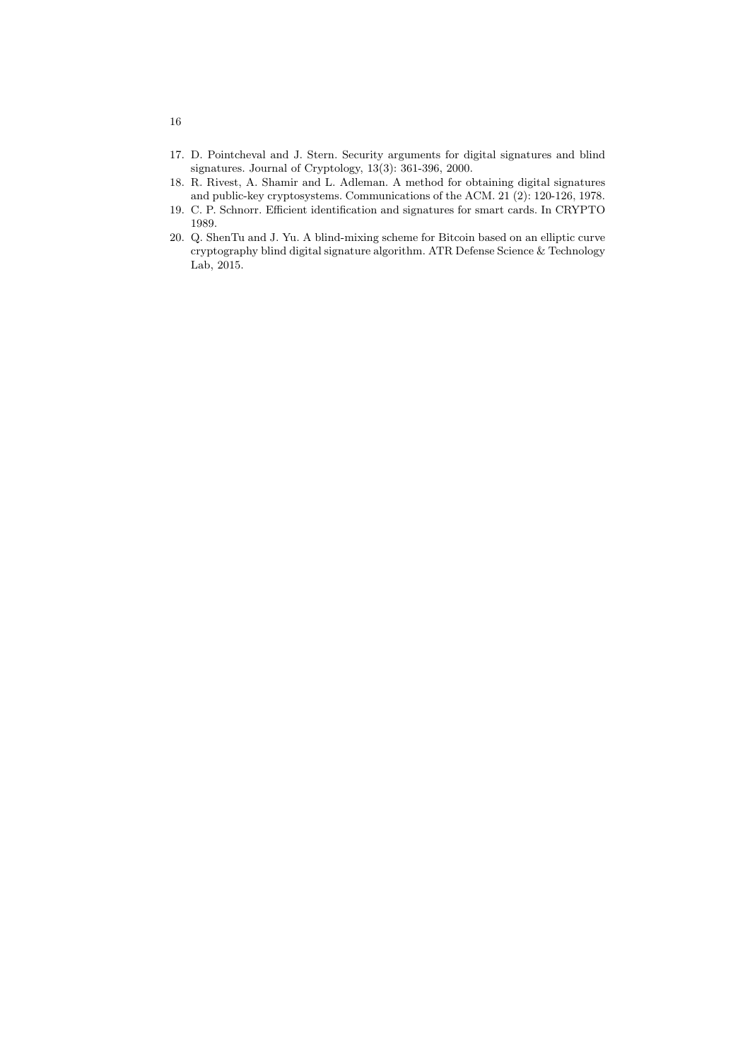17. D. Pointcheval and J. Stern. Security arguments for digital signatures and blind signatures. Journal of Cryptology, 13(3): 361-396, 2000.
18. R. Rivest, A. Shamir and L. Adleman. A method for obtaining digital signatures and public-key cryptosystems. Communications of the ACM. 21 (2): 120-126, 1978.
19. C. P. Schnorr. Efficient identification and signatures for smart cards. In CRYPTO 1989.
20. Q. ShenTu and J. Yu. A blind-mixing scheme for Bitcoin based on an elliptic curve cryptography blind digital signature algorithm. ATR Defense Science & Technology Lab, 2015.